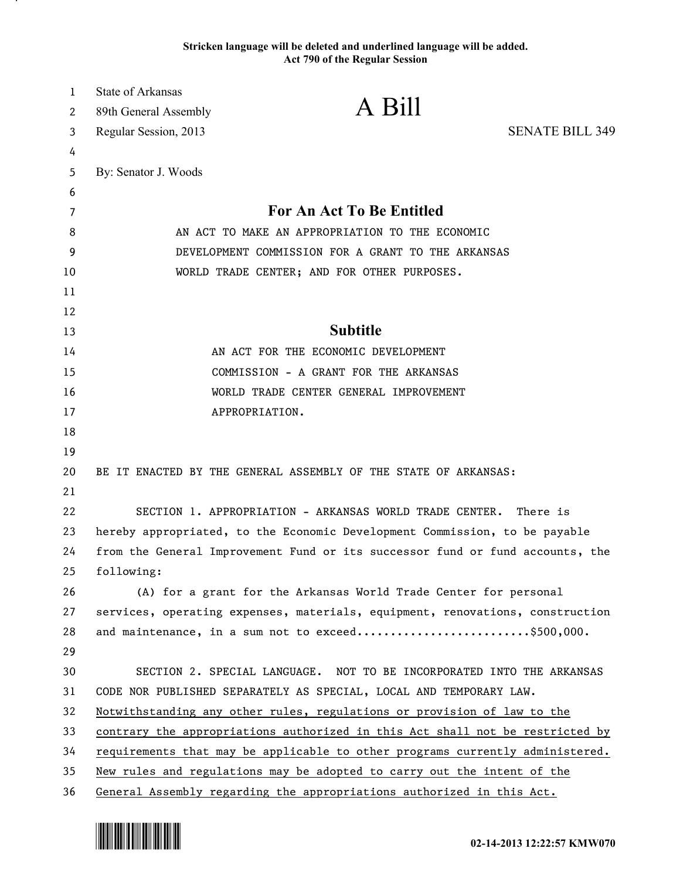Stricken language will be deleted and underlined language will be added.
Act 790 of the Regular Session

State of Arkansas
89th General Assembly
Regular Session, 2013

# A Bill

SENATE BILL 349

By: Senator J. Woods

## For An Act To Be Entitled

AN ACT TO MAKE AN APPROPRIATION TO THE ECONOMIC DEVELOPMENT COMMISSION FOR A GRANT TO THE ARKANSAS WORLD TRADE CENTER; AND FOR OTHER PURPOSES.

## Subtitle

AN ACT FOR THE ECONOMIC DEVELOPMENT COMMISSION - A GRANT FOR THE ARKANSAS WORLD TRADE CENTER GENERAL IMPROVEMENT APPROPRIATION.

BE IT ENACTED BY THE GENERAL ASSEMBLY OF THE STATE OF ARKANSAS:

SECTION 1. APPROPRIATION - ARKANSAS WORLD TRADE CENTER. There is hereby appropriated, to the Economic Development Commission, to be payable from the General Improvement Fund or its successor fund or fund accounts, the following:

(A) for a grant for the Arkansas World Trade Center for personal services, operating expenses, materials, equipment, renovations, construction and maintenance, in a sum not to exceed..........................$500,000.

SECTION 2. SPECIAL LANGUAGE. NOT TO BE INCORPORATED INTO THE ARKANSAS CODE NOR PUBLISHED SEPARATELY AS SPECIAL, LOCAL AND TEMPORARY LAW. <u>Notwithstanding any other rules, regulations or provision of law to the contrary the appropriations authorized in this Act shall not be restricted by requirements that may be applicable to other programs currently administered. New rules and regulations may be adopted to carry out the intent of the General Assembly regarding the appropriations authorized in this Act.</u>

02-14-2013 12:22:57 KMW070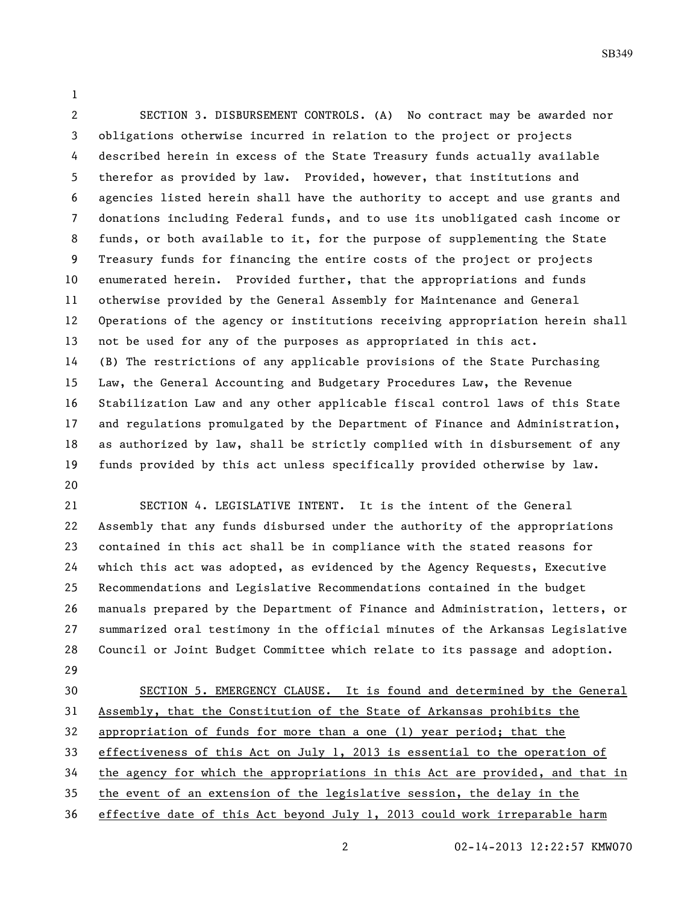SECTION 3. DISBURSEMENT CONTROLS. (A) No contract may be awarded nor obligations otherwise incurred in relation to the project or projects described herein in excess of the State Treasury funds actually available therefor as provided by law. Provided, however, that institutions and agencies listed herein shall have the authority to accept and use grants and donations including Federal funds, and to use its unobligated cash income or funds, or both available to it, for the purpose of supplementing the State Treasury funds for financing the entire costs of the project or projects enumerated herein. Provided further, that the appropriations and funds otherwise provided by the General Assembly for Maintenance and General Operations of the agency or institutions receiving appropriation herein shall not be used for any of the purposes as appropriated in this act.

(B) The restrictions of any applicable provisions of the State Purchasing Law, the General Accounting and Budgetary Procedures Law, the Revenue Stabilization Law and any other applicable fiscal control laws of this State and regulations promulgated by the Department of Finance and Administration, as authorized by law, shall be strictly complied with in disbursement of any funds provided by this act unless specifically provided otherwise by law.

SECTION 4. LEGISLATIVE INTENT. It is the intent of the General Assembly that any funds disbursed under the authority of the appropriations contained in this act shall be in compliance with the stated reasons for which this act was adopted, as evidenced by the Agency Requests, Executive Recommendations and Legislative Recommendations contained in the budget manuals prepared by the Department of Finance and Administration, letters, or summarized oral testimony in the official minutes of the Arkansas Legislative Council or Joint Budget Committee which relate to its passage and adoption.

SECTION 5. EMERGENCY CLAUSE. It is found and determined by the General Assembly, that the Constitution of the State of Arkansas prohibits the appropriation of funds for more than a one (1) year period; that the effectiveness of this Act on July 1, 2013 is essential to the operation of the agency for which the appropriations in this Act are provided, and that in the event of an extension of the legislative session, the delay in the effective date of this Act beyond July 1, 2013 could work irreparable harm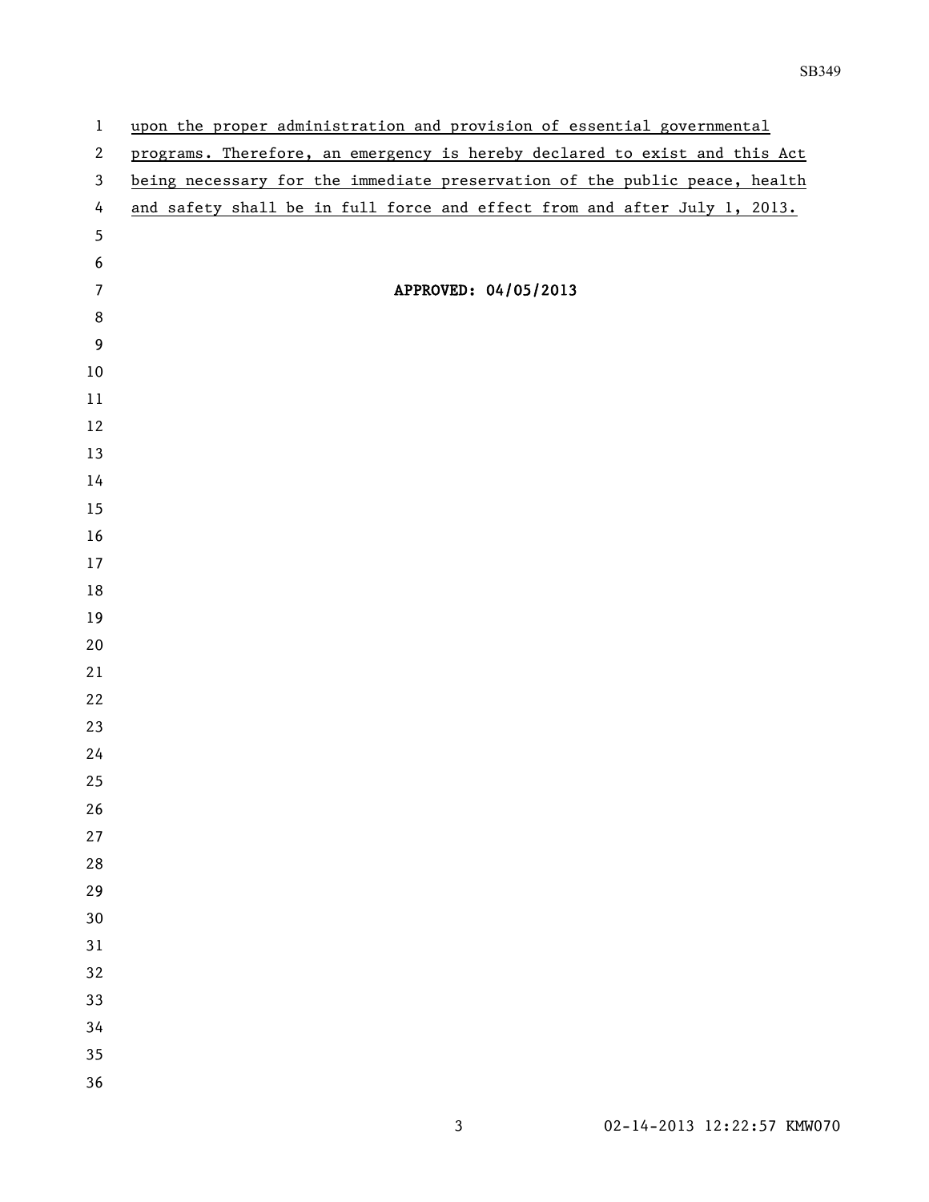upon the proper administration and provision of essential governmental programs. Therefore, an emergency is hereby declared to exist and this Act being necessary for the immediate preservation of the public peace, health and safety shall be in full force and effect from and after July 1, 2013.

**APPROVED: 04/05/2013**

02-14-2013 12:22:57 KMW070